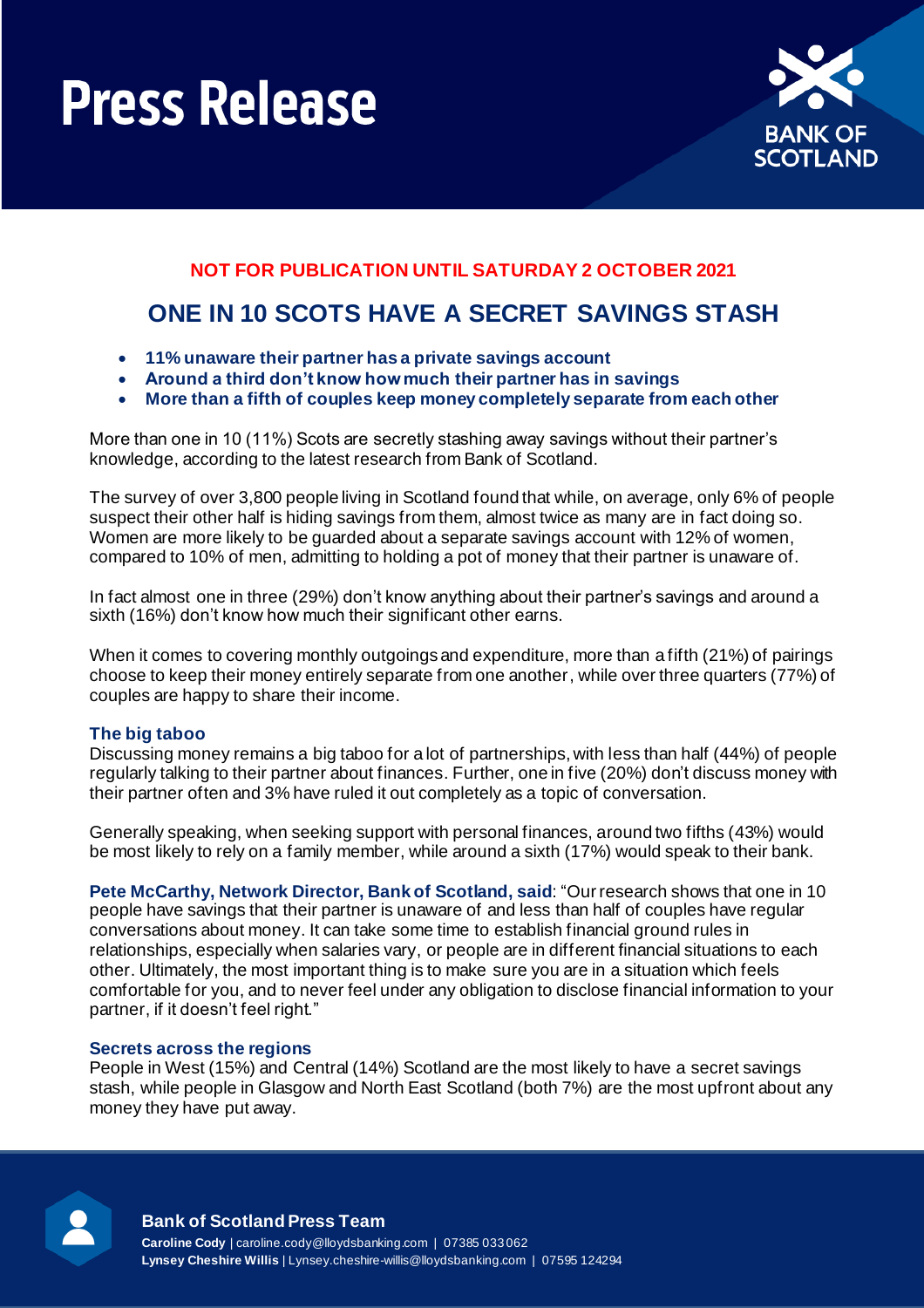# Press Release

BANK OF SCOTLAND

**NOT FOR PUBLICATION UNTIL SATURDAY 2 OCTOBER 2021**

## ONE IN 10 SCOTS HAVE A SECRET SAVINGS STASH

- **11% unaware their partner has a private savings account**
- **Around a third don't know how much their partner has in savings**
- **More than a fifth of couples keep money completely separate from each other**

More than one in 10 (11%) Scots are secretly stashing away savings without their partner's knowledge, according to the latest research from Bank of Scotland.

The survey of over 3,800 people living in Scotland found that while, on average, only 6% of people suspect their other half is hiding savings from them, almost twice as many are in fact doing so. Women are more likely to be guarded about a separate savings account with 12% of women, compared to 10% of men, admitting to holding a pot of money that their partner is unaware of.

In fact almost one in three (29%) don't know anything about their partner's savings and around a sixth (16%) don't know how much their significant other earns.

When it comes to covering monthly outgoings and expenditure, more than a fifth (21%) of pairings choose to keep their money entirely separate from one another, while over three quarters (77%) of couples are happy to share their income.

### The big taboo

Discussing money remains a big taboo for a lot of partnerships, with less than half (44%) of people regularly talking to their partner about finances. Further, one in five (20%) don't discuss money with their partner often and 3% have ruled it out completely as a topic of conversation.

Generally speaking, when seeking support with personal finances, around two fifths (43%) would be most likely to rely on a family member, while around a sixth (17%) would speak to their bank.

**Pete McCarthy, Network Director, Bank of Scotland, said**: "Our research shows that one in 10 people have savings that their partner is unaware of and less than half of couples have regular conversations about money. It can take some time to establish financial ground rules in relationships, especially when salaries vary, or people are in different financial situations to each other. Ultimately, the most important thing is to make sure you are in a situation which feels comfortable for you, and to never feel under any obligation to disclose financial information to your partner, if it doesn't feel right."

### Secrets across the regions

People in West (15%) and Central (14%) Scotland are the most likely to have a secret savings stash, while people in Glasgow and North East Scotland (both 7%) are the most upfront about any money they have put away.

**Bank of Scotland Press Team**

**Caroline Cody** | caroline.cody@lloydsbanking.com | 07385 033062
**Lynsey Cheshire Willis** | Lynsey.cheshire-willis@lloydsbanking.com | 07595 124294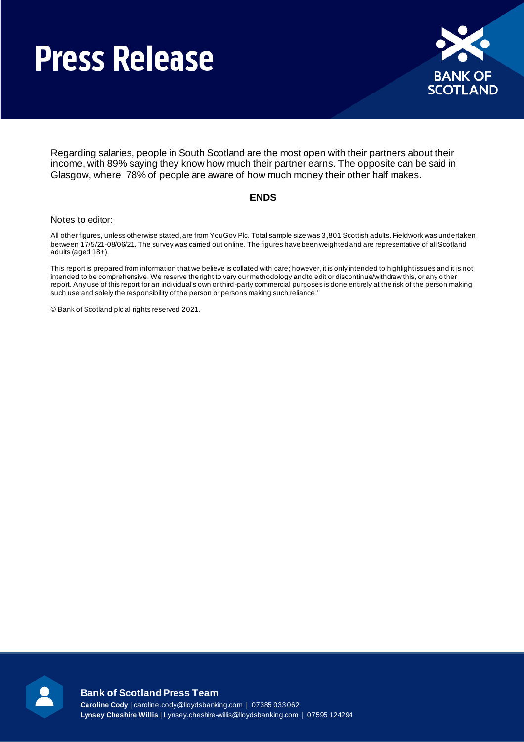# Press Release

Regarding salaries, people in South Scotland are the most open with their partners about their income, with 89% saying they know how much their partner earns. The opposite can be said in Glasgow, where 78% of people are aware of how much money their other half makes.

**ENDS**

Notes to editor:

All other figures, unless otherwise stated, are from YouGov Plc. Total sample size was 3,801 Scottish adults. Fieldwork was undertaken between 17/5/21-08/06/21. The survey was carried out online. The figures have been weighted and are representative of all Scotland adults (aged 18+).

This report is prepared from information that we believe is collated with care; however, it is only intended to highlight issues and it is not intended to be comprehensive. We reserve the right to vary our methodology and to edit or discontinue/withdraw this, or any other report. Any use of this report for an individual's own or third-party commercial purposes is done entirely at the risk of the person making such use and solely the responsibility of the person or persons making such reliance."

© Bank of Scotland plc all rights reserved 2021.

**Bank of Scotland Press Team**

**Caroline Cody** | caroline.cody@lloydsbanking.com | 07385 033062
**Lynsey Cheshire Willis** | Lynsey.cheshire-willis@lloydsbanking.com | 07595 124294